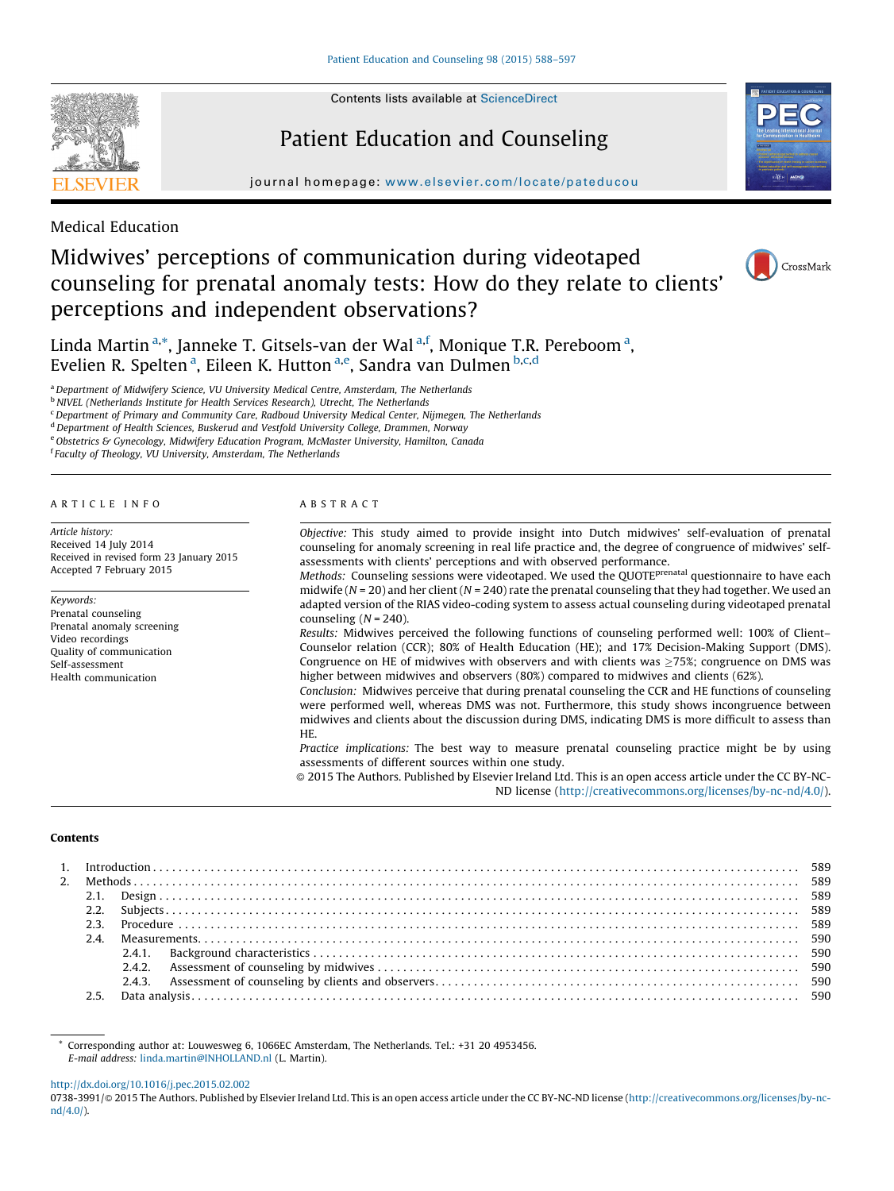Medical Education

# Midwives' perceptions of communication during videotaped counseling for prenatal anomaly tests: How do they relate to clients' perceptions and independent observations?

Linda Martin [a,*], Janneke T. Gitsels-van der Wal [a,f], Monique T.R. Pereboom [a], Evelien R. Spelten [a], Eileen K. Hutton [a,e], Sandra van Dulmen [b,c,d]

[a] Department of Midwifery Science, VU University Medical Centre, Amsterdam, The Netherlands
[b] NIVEL (Netherlands Institute for Health Services Research), Utrecht, The Netherlands
[c] Department of Primary and Community Care, Radboud University Medical Center, Nijmegen, The Netherlands
[d] Department of Health Sciences, Buskerud and Vestfold University College, Drammen, Norway
[e] Obstetrics & Gynecology, Midwifery Education Program, McMaster University, Hamilton, Canada
[f] Faculty of Theology, VU University, Amsterdam, The Netherlands

## ARTICLE INFO

*Article history:*
Received 14 July 2014
Received in revised form 23 January 2015
Accepted 7 February 2015

*Keywords:*
Prenatal counseling
Prenatal anomaly screening
Video recordings
Quality of communication
Self-assessment
Health communication

## ABSTRACT

*Objective:* This study aimed to provide insight into Dutch midwives' self-evaluation of prenatal counseling for anomaly screening in real life practice and, the degree of congruence of midwives' self-assessments with clients' perceptions and with observed performance.

*Methods:* Counseling sessions were videotaped. We used the QUOTE$^{prenatal}$ questionnaire to have each midwife ($N = 20$) and her client ($N = 240$) rate the prenatal counseling that they had together. We used an adapted version of the RIAS video-coding system to assess actual counseling during videotaped prenatal counseling ($N = 240$).

*Results:* Midwives perceived the following functions of counseling performed well: 100% of Client–Counselor relation (CCR); 80% of Health Education (HE); and 17% Decision-Making Support (DMS). Congruence on HE of midwives with observers and with clients was ≥75%; congruence on DMS was higher between midwives and observers (80%) compared to midwives and clients (62%).

*Conclusion:* Midwives perceive that during prenatal counseling the CCR and HE functions of counseling were performed well, whereas DMS was not. Furthermore, this study shows incongruence between midwives and clients about the discussion during DMS, indicating DMS is more difficult to assess than HE.

*Practice implications:* The best way to measure prenatal counseling practice might be by using assessments of different sources within one study.

© 2015 The Authors. Published by Elsevier Ireland Ltd. This is an open access article under the CC BY-NC-ND license (http://creativecommons.org/licenses/by-nc-nd/4.0/).

## Contents

1. Introduction . . . 589
2. Methods . . . 589
   - 2.1. Design . . . 589
   - 2.2. Subjects . . . 589
   - 2.3. Procedure . . . 589
   - 2.4. Measurements . . . 590
     - 2.4.1. Background characteristics . . . 590
     - 2.4.2. Assessment of counseling by midwives . . . 590
     - 2.4.3. Assessment of counseling by clients and observers . . . 590
   - 2.5. Data analysis . . . 590

\* Corresponding author at: Louwesweg 6, 1066EC Amsterdam, The Netherlands. Tel.: +31 20 4953456.
*E-mail address:* linda.martin@INHOLLAND.nl (L. Martin).

http://dx.doi.org/10.1016/j.pec.2015.02.002
0738-3991/© 2015 The Authors. Published by Elsevier Ireland Ltd. This is an open access article under the CC BY-NC-ND license (http://creativecommons.org/licenses/by-nc-nd/4.0/).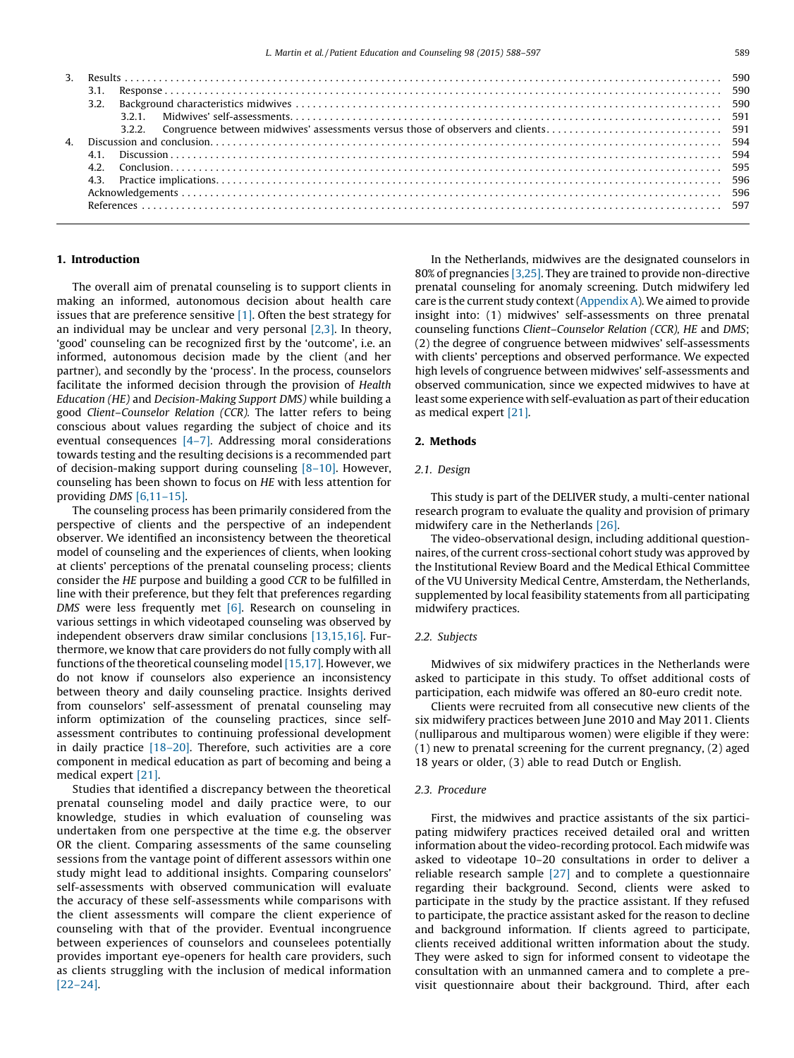| 3. | Results | 590 |
|---|---|---|
| | 3.1. Response | 590 |
| | 3.2. Background characteristics midwives | 590 |
| | 3.2.1. Midwives' self-assessments | 591 |
| | 3.2.2. Congruence between midwives' assessments versus those of observers and clients | 591 |
| 4. | Discussion and conclusion | 594 |
| | 4.1. Discussion | 594 |
| | 4.2. Conclusion | 595 |
| | 4.3. Practice implications | 596 |
| | Acknowledgements | 596 |
| | References | 597 |

## 1. Introduction

The overall aim of prenatal counseling is to support clients in making an informed, autonomous decision about health care issues that are preference sensitive [1]. Often the best strategy for an individual may be unclear and very personal [2,3]. In theory, 'good' counseling can be recognized first by the 'outcome', i.e. an informed, autonomous decision made by the client (and her partner), and secondly by the 'process'. In the process, counselors facilitate the informed decision through the provision of *Health Education (HE)* and *Decision-Making Support DMS)* while building a good *Client–Counselor Relation (CCR)*. The latter refers to being conscious about values regarding the subject of choice and its eventual consequences [4–7]. Addressing moral considerations towards testing and the resulting decisions is a recommended part of decision-making support during counseling [8–10]. However, counseling has been shown to focus on *HE* with less attention for providing *DMS* [6,11–15].

The counseling process has been primarily considered from the perspective of clients and the perspective of an independent observer. We identified an inconsistency between the theoretical model of counseling and the experiences of clients, when looking at clients' perceptions of the prenatal counseling process; clients consider the *HE* purpose and building a good *CCR* to be fulfilled in line with their preference, but they felt that preferences regarding *DMS* were less frequently met [6]. Research on counseling in various settings in which videotaped counseling was observed by independent observers draw similar conclusions [13,15,16]. Furthermore, we know that care providers do not fully comply with all functions of the theoretical counseling model [15,17]. However, we do not know if counselors also experience an inconsistency between theory and daily counseling practice. Insights derived from counselors' self-assessment of prenatal counseling may inform optimization of the counseling practices, since self-assessment contributes to continuing professional development in daily practice [18–20]. Therefore, such activities are a core component in medical education as part of becoming and being a medical expert [21].

Studies that identified a discrepancy between the theoretical prenatal counseling model and daily practice were, to our knowledge, studies in which evaluation of counseling was undertaken from one perspective at the time e.g. the observer OR the client. Comparing assessments of the same counseling sessions from the vantage point of different assessors within one study might lead to additional insights. Comparing counselors' self-assessments with observed communication will evaluate the accuracy of these self-assessments while comparisons with the client assessments will compare the client experience of counseling with that of the provider. Eventual incongruence between experiences of counselors and counselees potentially provides important eye-openers for health care providers, such as clients struggling with the inclusion of medical information [22–24].

In the Netherlands, midwives are the designated counselors in 80% of pregnancies [3,25]. They are trained to provide non-directive prenatal counseling for anomaly screening. Dutch midwifery led care is the current study context (Appendix A). We aimed to provide insight into: (1) midwives' self-assessments on three prenatal counseling functions *Client–Counselor Relation (CCR), HE* and *DMS*; (2) the degree of congruence between midwives' self-assessments with clients' perceptions and observed performance. We expected high levels of congruence between midwives' self-assessments and observed communication, since we expected midwives to have at least some experience with self-evaluation as part of their education as medical expert [21].

## 2. Methods

### 2.1. Design

This study is part of the DELIVER study, a multi-center national research program to evaluate the quality and provision of primary midwifery care in the Netherlands [26].

The video-observational design, including additional questionnaires, of the current cross-sectional cohort study was approved by the Institutional Review Board and the Medical Ethical Committee of the VU University Medical Centre, Amsterdam, the Netherlands, supplemented by local feasibility statements from all participating midwifery practices.

### 2.2. Subjects

Midwives of six midwifery practices in the Netherlands were asked to participate in this study. To offset additional costs of participation, each midwife was offered an 80-euro credit note.

Clients were recruited from all consecutive new clients of the six midwifery practices between June 2010 and May 2011. Clients (nulliparous and multiparous women) were eligible if they were: (1) new to prenatal screening for the current pregnancy, (2) aged 18 years or older, (3) able to read Dutch or English.

### 2.3. Procedure

First, the midwives and practice assistants of the six participating midwifery practices received detailed oral and written information about the video-recording protocol. Each midwife was asked to videotape 10–20 consultations in order to deliver a reliable research sample [27] and to complete a questionnaire regarding their background. Second, clients were asked to participate in the study by the practice assistant. If they refused to participate, the practice assistant asked for the reason to decline and background information. If clients agreed to participate, clients received additional written information about the study. They were asked to sign for informed consent to videotape the consultation with an unmanned camera and to complete a pre-visit questionnaire about their background. Third, after each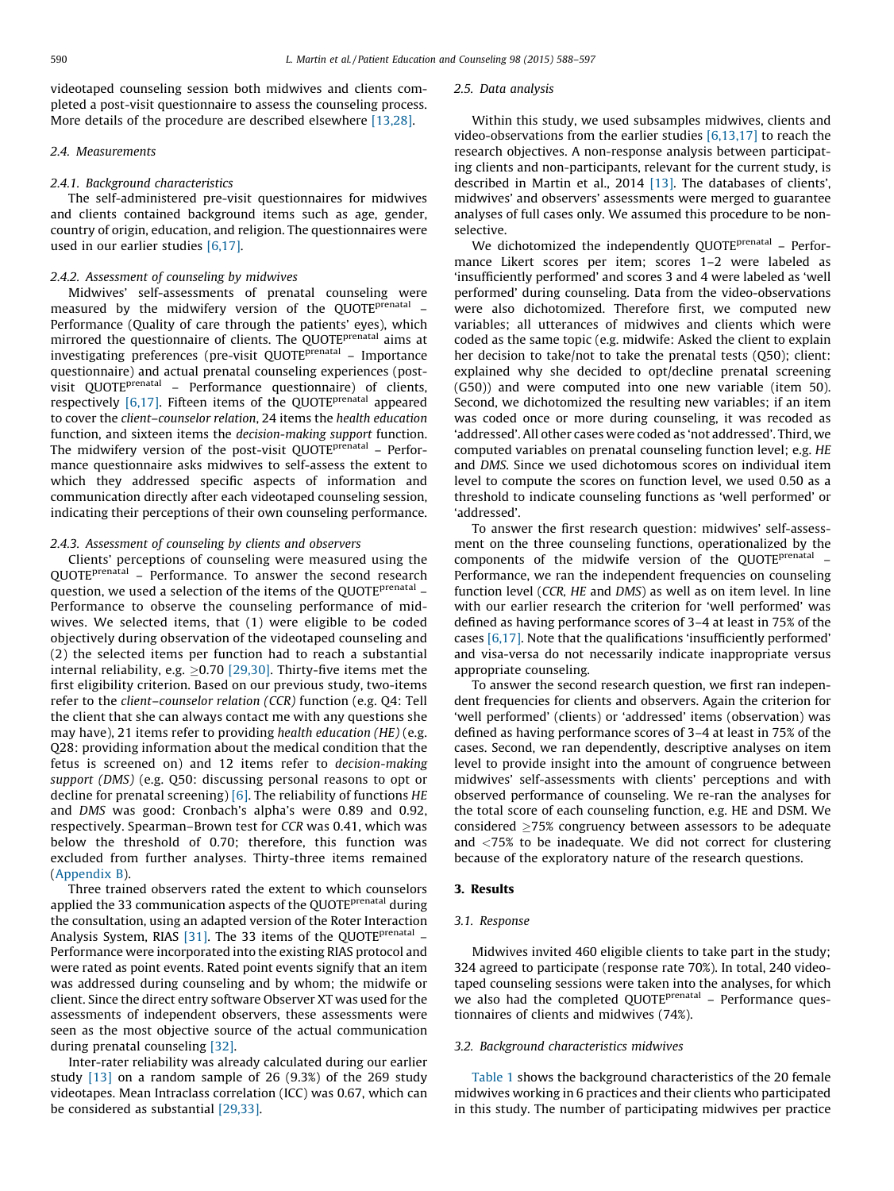videotaped counseling session both midwives and clients completed a post-visit questionnaire to assess the counseling process. More details of the procedure are described elsewhere [13,28].

### 2.4. Measurements

#### 2.4.1. Background characteristics

The self-administered pre-visit questionnaires for midwives and clients contained background items such as age, gender, country of origin, education, and religion. The questionnaires were used in our earlier studies [6,17].

#### 2.4.2. Assessment of counseling by midwives

Midwives' self-assessments of prenatal counseling were measured by the midwifery version of the QUOTE$^{prenatal}$ – Performance (Quality of care through the patients' eyes), which mirrored the questionnaire of clients. The QUOTE$^{prenatal}$ aims at investigating preferences (pre-visit QUOTE$^{prenatal}$ – Importance questionnaire) and actual prenatal counseling experiences (post-visit QUOTE$^{prenatal}$ – Performance questionnaire) of clients, respectively [6,17]. Fifteen items of the QUOTE$^{prenatal}$ appeared to cover the *client–counselor relation*, 24 items the *health education* function, and sixteen items the *decision-making support* function. The midwifery version of the post-visit QUOTE$^{prenatal}$ – Performance questionnaire asks midwives to self-assess the extent to which they addressed specific aspects of information and communication directly after each videotaped counseling session, indicating their perceptions of their own counseling performance.

#### 2.4.3. Assessment of counseling by clients and observers

Clients' perceptions of counseling were measured using the QUOTE$^{prenatal}$ – Performance. To answer the second research question, we used a selection of the items of the QUOTE$^{prenatal}$ – Performance to observe the counseling performance of midwives. We selected items, that (1) were eligible to be coded objectively during observation of the videotaped counseling and (2) the selected items per function had to reach a substantial internal reliability, e.g. $\geq$0.70 [29,30]. Thirty-five items met the first eligibility criterion. Based on our previous study, two-items refer to the *client–counselor relation (CCR)* function (e.g. Q4: Tell the client that she can always contact me with any questions she may have), 21 items refer to providing *health education (HE)* (e.g. Q28: providing information about the medical condition that the fetus is screened on) and 12 items refer to *decision-making support (DMS)* (e.g. Q50: discussing personal reasons to opt or decline for prenatal screening) [6]. The reliability of functions *HE* and *DMS* was good: Cronbach's alpha's were 0.89 and 0.92, respectively. Spearman–Brown test for *CCR* was 0.41, which was below the threshold of 0.70; therefore, this function was excluded from further analyses. Thirty-three items remained (Appendix B).

Three trained observers rated the extent to which counselors applied the 33 communication aspects of the QUOTE$^{prenatal}$ during the consultation, using an adapted version of the Roter Interaction Analysis System, RIAS [31]. The 33 items of the QUOTE$^{prenatal}$ – Performance were incorporated into the existing RIAS protocol and were rated as point events. Rated point events signify that an item was addressed during counseling and by whom; the midwife or client. Since the direct entry software Observer XT was used for the assessments of independent observers, these assessments were seen as the most objective source of the actual communication during prenatal counseling [32].

Inter-rater reliability was already calculated during our earlier study [13] on a random sample of 26 (9.3%) of the 269 study videotapes. Mean Intraclass correlation (ICC) was 0.67, which can be considered as substantial [29,33].

### 2.5. Data analysis

Within this study, we used subsamples midwives, clients and video-observations from the earlier studies [6,13,17] to reach the research objectives. A non-response analysis between participating clients and non-participants, relevant for the current study, is described in Martin et al., 2014 [13]. The databases of clients', midwives' and observers' assessments were merged to guarantee analyses of full cases only. We assumed this procedure to be non-selective.

We dichotomized the independently QUOTE$^{prenatal}$ – Performance Likert scores per item; scores 1–2 were labeled as 'insufficiently performed' and scores 3 and 4 were labeled as 'well performed' during counseling. Data from the video-observations were also dichotomized. Therefore first, we computed new variables; all utterances of midwives and clients which were coded as the same topic (e.g. midwife: Asked the client to explain her decision to take/not to take the prenatal tests (Q50); client: explained why she decided to opt/decline prenatal screening (G50)) and were computed into one new variable (item 50). Second, we dichotomized the resulting new variables; if an item was coded once or more during counseling, it was recoded as 'addressed'. All other cases were coded as 'not addressed'. Third, we computed variables on prenatal counseling function level; e.g. *HE* and *DMS*. Since we used dichotomous scores on individual item level to compute the scores on function level, we used 0.50 as a threshold to indicate counseling functions as 'well performed' or 'addressed'.

To answer the first research question: midwives' self-assessment on the three counseling functions, operationalized by the components of the midwife version of the QUOTE$^{prenatal}$ – Performance, we ran the independent frequencies on counseling function level (*CCR*, *HE* and *DMS*) as well as on item level. In line with our earlier research the criterion for 'well performed' was defined as having performance scores of 3–4 at least in 75% of the cases [6,17]. Note that the qualifications 'insufficiently performed' and visa-versa do not necessarily indicate inappropriate versus appropriate counseling.

To answer the second research question, we first ran independent frequencies for clients and observers. Again the criterion for 'well performed' (clients) or 'addressed' items (observation) was defined as having performance scores of 3–4 at least in 75% of the cases. Second, we ran dependently, descriptive analyses on item level to provide insight into the amount of congruence between midwives' self-assessments with clients' perceptions and with observed performance of counseling. We re-ran the analyses for the total score of each counseling function, e.g. HE and DSM. We considered $\geq$75% congruency between assessors to be adequate and <75% to be inadequate. We did not correct for clustering because of the exploratory nature of the research questions.

## 3. Results

### 3.1. Response

Midwives invited 460 eligible clients to take part in the study; 324 agreed to participate (response rate 70%). In total, 240 videotaped counseling sessions were taken into the analyses, for which we also had the completed QUOTE$^{prenatal}$ – Performance questionnaires of clients and midwives (74%).

### 3.2. Background characteristics midwives

Table 1 shows the background characteristics of the 20 female midwives working in 6 practices and their clients who participated in this study. The number of participating midwives per practice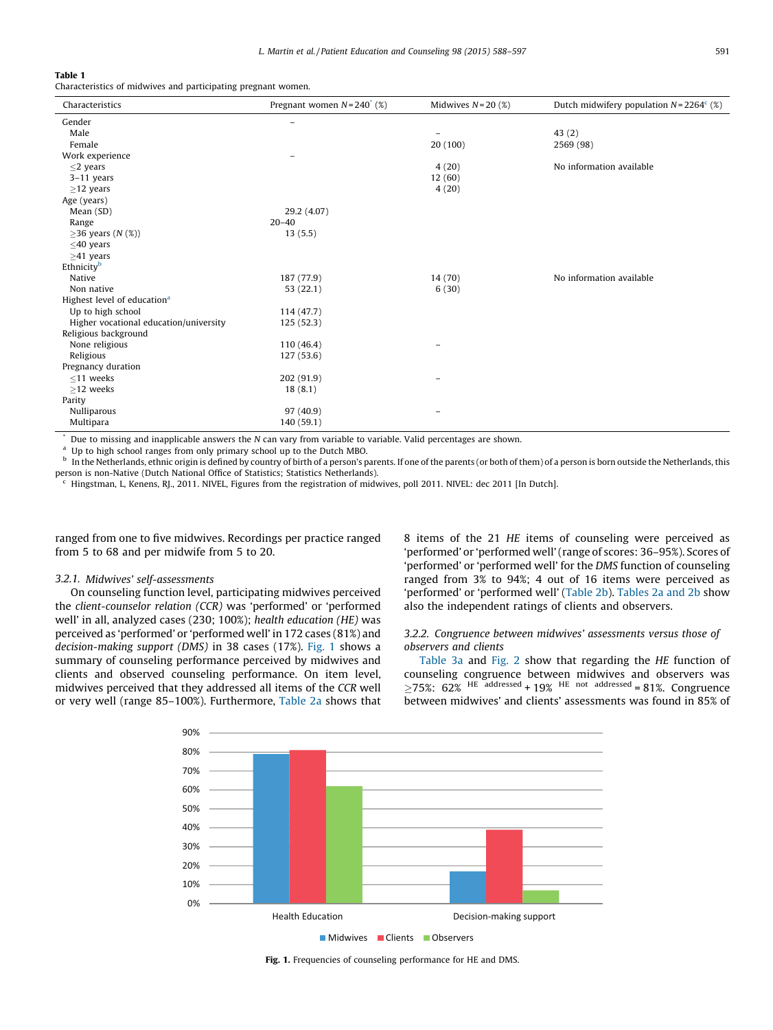**Table 1**
Characteristics of midwives and participating pregnant women.

| Characteristics | Pregnant women N = 240* (%) | Midwives N = 20 (%) | Dutch midwifery population N = 2264[c] (%) |
|---|---|---|---|
| Gender | – | | |
| Male | | – | 43 (2) |
| Female | | 20 (100) | 2569 (98) |
| Work experience | – | | |
| ≤2 years | | 4 (20) | No information available |
| 3–11 years | | 12 (60) | |
| ≥12 years | | 4 (20) | |
| Age (years) | | | |
| Mean (SD) | 29.2 (4.07) | | |
| Range | 20–40 | | |
| ≥36 years (N (%)) | 13 (5.5) | | |
| ≤40 years | | | |
| ≥41 years | | | |
| Ethnicity[b] | | | |
| Native | 187 (77.9) | 14 (70) | No information available |
| Non native | 53 (22.1) | 6 (30) | |
| Highest level of education[a] | | | |
| Up to high school | 114 (47.7) | | |
| Higher vocational education/university | 125 (52.3) | | |
| Religious background | | | |
| None religious | 110 (46.4) | – | |
| Religious | 127 (53.6) | | |
| Pregnancy duration | | | |
| ≤11 weeks | 202 (91.9) | – | |
| ≥12 weeks | 18 (8.1) | | |
| Parity | | | |
| Nulliparous | 97 (40.9) | – | |
| Multipara | 140 (59.1) | | |

* Due to missing and inapplicable answers the N can vary from variable to variable. Valid percentages are shown.
[a] Up to high school ranges from only primary school up to the Dutch MBO.
[b] In the Netherlands, ethnic origin is defined by country of birth of a person's parents. If one of the parents (or both of them) of a person is born outside the Netherlands, this person is non-Native (Dutch National Office of Statistics; Statistics Netherlands).
[c] Hingstman, L, Kenens, RJ., 2011. NIVEL, Figures from the registration of midwives, poll 2011. NIVEL: dec 2011 [In Dutch].

ranged from one to five midwives. Recordings per practice ranged from 5 to 68 and per midwife from 5 to 20.

#### 3.2.1. Midwives' self-assessments

On counseling function level, participating midwives perceived the *client-counselor relation (CCR)* was 'performed' or 'performed well' in all, analyzed cases (230; 100%); *health education (HE)* was perceived as 'performed' or 'performed well' in 172 cases (81%) and *decision-making support (DMS)* in 38 cases (17%). Fig. 1 shows a summary of counseling performance perceived by midwives and clients and observed counseling performance. On item level, midwives perceived that they addressed all items of the *CCR* well or very well (range 85–100%). Furthermore, Table 2a shows that 8 items of the 21 *HE* items of counseling were perceived as 'performed' or 'performed well' (range of scores: 36–95%). Scores of 'performed' or 'performed well' for the *DMS* function of counseling ranged from 3% to 94%; 4 out of 16 items were perceived as 'performed' or 'performed well' (Table 2b). Tables 2a and 2b show also the independent ratings of clients and observers.

#### 3.2.2. Congruence between midwives' assessments versus those of observers and clients

Table 3a and Fig. 2 show that regarding the *HE* function of counseling congruence between midwives and observers was ≥75%: 62% [HE addressed] + 19% [HE not addressed] = 81%. Congruence between midwives' and clients' assessments was found in 85% of

**Fig. 1.** Frequencies of counseling performance for HE and DMS.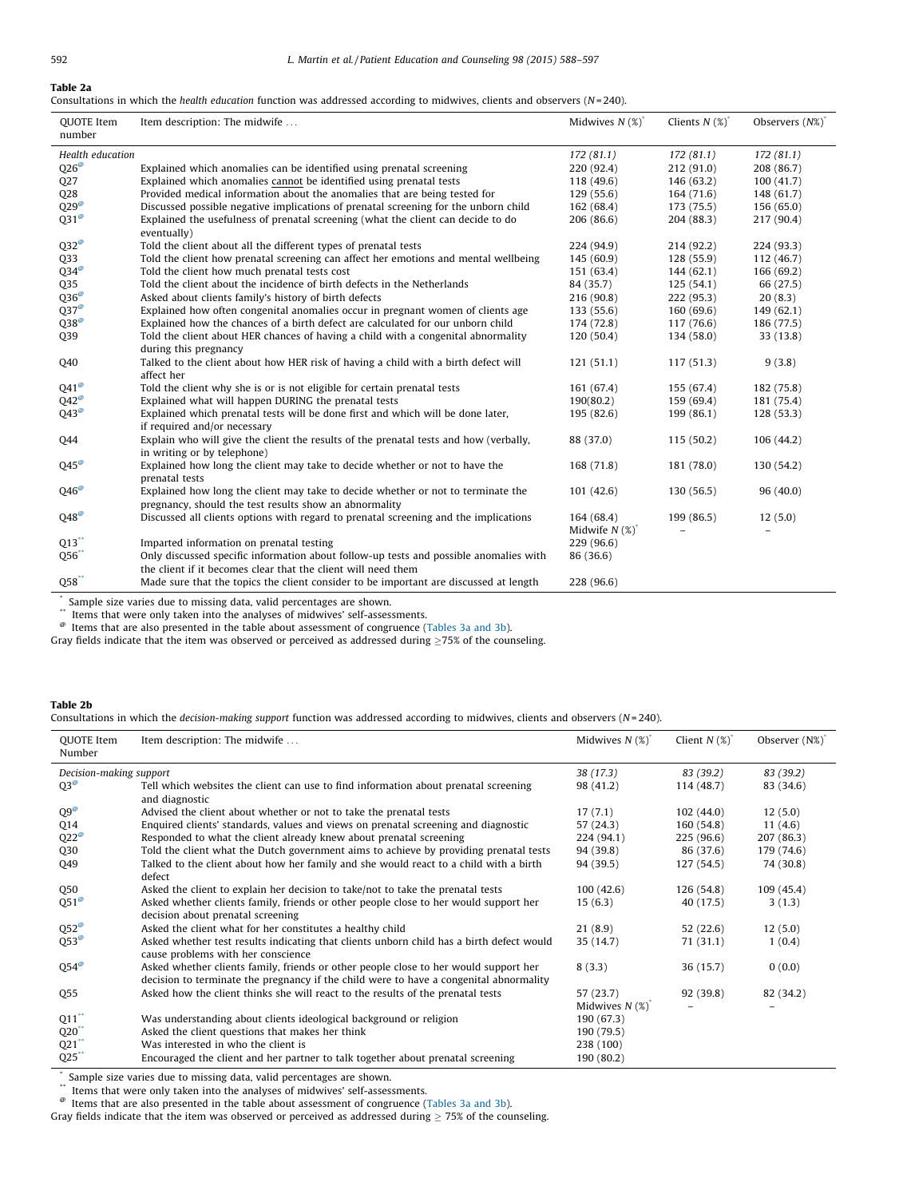**Table 2a**

Consultations in which the *health education* function was addressed according to midwives, clients and observers (N = 240).

| QUOTE Item number | Item description: The midwife ... | Midwives N (%)* | Clients N (%)* | Observers (N%)* |
|---|---|---|---|---|
| *Health education* | | *172 (81.1)* | *172 (81.1)* | *172 (81.1)* |
| Q26@ | Explained which anomalies can be identified using prenatal screening | 220 (92.4) | 212 (91.0) | 208 (86.7) |
| Q27 | Explained which anomalies cannot be identified using prenatal tests | 118 (49.6) | 146 (63.2) | 100 (41.7) |
| Q28 | Provided medical information about the anomalies that are being tested for | 129 (55.6) | 164 (71.6) | 148 (61.7) |
| Q29@ | Discussed possible negative implications of prenatal screening for the unborn child | 162 (68.4) | 173 (75.5) | 156 (65.0) |
| Q31@ | Explained the usefulness of prenatal screening (what the client can decide to do eventually) | 206 (86.6) | 204 (88.3) | 217 (90.4) |
| Q32@ | Told the client about all the different types of prenatal tests | 224 (94.9) | 214 (92.2) | 224 (93.3) |
| Q33 | Told the client how prenatal screening can affect her emotions and mental wellbeing | 145 (60.9) | 128 (55.9) | 112 (46.7) |
| Q34@ | Told the client how much prenatal tests cost | 151 (63.4) | 144 (62.1) | 166 (69.2) |
| Q35 | Told the client about the incidence of birth defects in the Netherlands | 84 (35.7) | 125 (54.1) | 66 (27.5) |
| Q36@ | Asked about clients family's history of birth defects | 216 (90.8) | 222 (95.3) | 20 (8.3) |
| Q37@ | Explained how often congenital anomalies occur in pregnant women of clients age | 133 (55.6) | 160 (69.6) | 149 (62.1) |
| Q38@ | Explained how the chances of a birth defect are calculated for our unborn child | 174 (72.8) | 117 (76.6) | 186 (77.5) |
| Q39 | Told the client about HER chances of having a child with a congenital abnormality during this pregnancy | 120 (50.4) | 134 (58.0) | 33 (13.8) |
| Q40 | Talked to the client about how HER risk of having a child with a birth defect will affect her | 121 (51.1) | 117 (51.3) | 9 (3.8) |
| Q41@ | Told the client why she is or is not eligible for certain prenatal tests | 161 (67.4) | 155 (67.4) | 182 (75.8) |
| Q42@ | Explained what will happen DURING the prenatal tests | 190(80.2) | 159 (69.4) | 181 (75.4) |
| Q43@ | Explained which prenatal tests will be done first and which will be done later, if required and/or necessary | 195 (82.6) | 199 (86.1) | 128 (53.3) |
| Q44 | Explain who will give the client the results of the prenatal tests and how (verbally, in writing or by telephone) | 88 (37.0) | 115 (50.2) | 106 (44.2) |
| Q45@ | Explained how long the client may take to decide whether or not to have the prenatal tests | 168 (71.8) | 181 (78.0) | 130 (54.2) |
| Q46@ | Explained how long the client may take to decide whether or not to terminate the pregnancy, should the test results show an abnormality | 101 (42.6) | 130 (56.5) | 96 (40.0) |
| Q48@ | Discussed all clients options with regard to prenatal screening and the implications | 164 (68.4) | 199 (86.5) | 12 (5.0) |
| | | Midwife N (%)* | – | – |
| Q13** | Imparted information on prenatal testing | 229 (96.6) | | |
| Q56** | Only discussed specific information about follow-up tests and possible anomalies with the client if it becomes clear that the client will need them | 86 (36.6) | | |
| Q58** | Made sure that the topics the client consider to be important are discussed at length | 228 (96.6) | | |

\* Sample size varies due to missing data, valid percentages are shown.
\*\* Items that were only taken into the analyses of midwives' self-assessments.
@ Items that are also presented in the table about assessment of congruence (Tables 3a and 3b).
Gray fields indicate that the item was observed or perceived as addressed during ≥75% of the counseling.

**Table 2b**

Consultations in which the *decision-making support* function was addressed according to midwives, clients and observers (N = 240).

| QUOTE Item Number | Item description: The midwife ... | Midwives N (%)* | Client N (%)* | Observer (N%)* |
|---|---|---|---|---|
| *Decision-making support* | | *38 (17.3)* | *83 (39.2)* | *83 (39.2)* |
| Q3@ | Tell which websites the client can use to find information about prenatal screening and diagnostic | 98 (41.2) | 114 (48.7) | 83 (34.6) |
| Q9@ | Advised the client about whether or not to take the prenatal tests | 17 (7.1) | 102 (44.0) | 12 (5.0) |
| Q14 | Enquired clients' standards, values and views on prenatal screening and diagnostic | 57 (24.3) | 160 (54.8) | 11 (4.6) |
| Q22@ | Responded to what the client already knew about prenatal screening | 224 (94.1) | 225 (96.6) | 207 (86.3) |
| Q30 | Told the client what the Dutch government aims to achieve by providing prenatal tests | 94 (39.8) | 86 (37.6) | 179 (74.6) |
| Q49 | Talked to the client about how her family and she would react to a child with a birth defect | 94 (39.5) | 127 (54.5) | 74 (30.8) |
| Q50 | Asked the client to explain her decision to take/not to take the prenatal tests | 100 (42.6) | 126 (54.8) | 109 (45.4) |
| Q51@ | Asked whether clients family, friends or other people close to her would support her decision about prenatal screening | 15 (6.3) | 40 (17.5) | 3 (1.3) |
| Q52@ | Asked the client what for her constitutes a healthy child | 21 (8.9) | 52 (22.6) | 12 (5.0) |
| Q53@ | Asked whether test results indicating that clients unborn child has a birth defect would cause problems with her conscience | 35 (14.7) | 71 (31.1) | 1 (0.4) |
| Q54@ | Asked whether clients family, friends or other people close to her would support her decision to terminate the pregnancy if the child were to have a congenital abnormality | 8 (3.3) | 36 (15.7) | 0 (0.0) |
| Q55 | Asked how the client thinks she will react to the results of the prenatal tests | 57 (23.7) | 92 (39.8) | 82 (34.2) |
| | | Midwives N (%)* | – | – |
| Q11** | Was understanding about clients ideological background or religion | 190 (67.3) | | |
| Q20** | Asked the client questions that makes her think | 190 (79.5) | | |
| Q21** | Was interested in who the client is | 238 (100) | | |
| Q25** | Encouraged the client and her partner to talk together about prenatal screening | 190 (80.2) | | |

\* Sample size varies due to missing data, valid percentages are shown.
\*\* Items that were only taken into the analyses of midwives' self-assessments.
@ Items that are also presented in the table about assessment of congruence (Tables 3a and 3b).
Gray fields indicate that the item was observed or perceived as addressed during ≥ 75% of the counseling.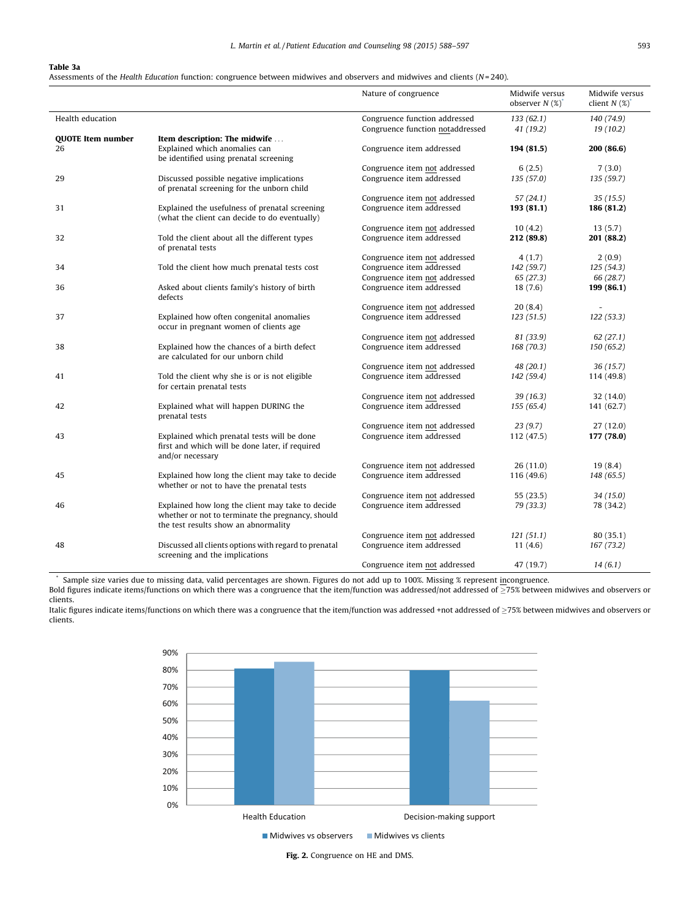**Table 3a**
Assessments of the *Health Education* function: congruence between midwives and observers and midwives and clients (N = 240).

| | | Nature of congruence | Midwife versus observer N (%)* | Midwife versus client N (%)* |
|---|---|---|---|---|
| Health education | | Congruence function addressed | *133 (62.1)* | *140 (74.9)* |
| | | Congruence function not addressed | *41 (19.2)* | *19 (10.2)* |
| **QUOTE Item number** | **Item description: The midwife ...** | | | |
| 26 | Explained which anomalies can be identified using prenatal screening | Congruence item addressed | **194 (81.5)** | **200 (86.6)** |
| | | Congruence item not addressed | 6 (2.5) | 7 (3.0) |
| 29 | Discussed possible negative implications of prenatal screening for the unborn child | Congruence item addressed | *135 (57.0)* | *135 (59.7)* |
| | | Congruence item not addressed | *57 (24.1)* | *35 (15.5)* |
| 31 | Explained the usefulness of prenatal screening (what the client can decide to do eventually) | Congruence item addressed | **193 (81.1)** | **186 (81.2)** |
| | | Congruence item not addressed | 10 (4.2) | 13 (5.7) |
| 32 | Told the client about all the different types of prenatal tests | Congruence item addressed | **212 (89.8)** | **201 (88.2)** |
| | | Congruence item not addressed | 4 (1.7) | 2 (0.9) |
| 34 | Told the client how much prenatal tests cost | Congruence item addressed | *142 (59.7)* | *125 (54.3)* |
| | | Congruence item not addressed | *65 (27.3)* | *66 (28.7)* |
| 36 | Asked about clients family's history of birth defects | Congruence item addressed | 18 (7.6) | **199 (86.1)** |
| | | Congruence item not addressed | 20 (8.4) | - |
| 37 | Explained how often congenital anomalies occur in pregnant women of clients age | Congruence item addressed | *123 (51.5)* | *122 (53.3)* |
| | | Congruence item not addressed | *81 (33.9)* | *62 (27.1)* |
| 38 | Explained how the chances of a birth defect are calculated for our unborn child | Congruence item addressed | *168 (70.3)* | *150 (65.2)* |
| | | Congruence item not addressed | *48 (20.1)* | *36 (15.7)* |
| 41 | Told the client why she is or is not eligible for certain prenatal tests | Congruence item addressed | *142 (59.4)* | 114 (49.8) |
| | | Congruence item not addressed | *39 (16.3)* | 32 (14.0) |
| 42 | Explained what will happen DURING the prenatal tests | Congruence item addressed | *155 (65.4)* | 141 (62.7) |
| | | Congruence item not addressed | *23 (9.7)* | 27 (12.0) |
| 43 | Explained which prenatal tests will be done first and which will be done later, if required and/or necessary | Congruence item addressed | 112 (47.5) | **177 (78.0)** |
| | | Congruence item not addressed | 26 (11.0) | 19 (8.4) |
| 45 | Explained how long the client may take to decide whether or not to have the prenatal tests | Congruence item addressed | 116 (49.6) | *148 (65.5)* |
| | | Congruence item not addressed | 55 (23.5) | *34 (15.0)* |
| 46 | Explained how long the client may take to decide whether or not to terminate the pregnancy, should the test results show an abnormality | Congruence item addressed | *79 (33.3)* | 78 (34.2) |
| | | Congruence item not addressed | *121 (51.1)* | 80 (35.1) |
| 48 | Discussed all clients options with regard to prenatal screening and the implications | Congruence item addressed | 11 (4.6) | *167 (73.2)* |
| | | Congruence item not addressed | 47 (19.7) | *14 (6.1)* |

\* Sample size varies due to missing data, valid percentages are shown. Figures do not add up to 100%. Missing % represent incongruence.
Bold figures indicate items/functions on which there was a congruence that the item/function was addressed/not addressed of ≥75% between midwives and observers or clients.
Italic figures indicate items/functions on which there was a congruence that the item/function was addressed + not addressed of ≥75% between midwives and observers or clients.

**Fig. 2.** Congruence on HE and DMS.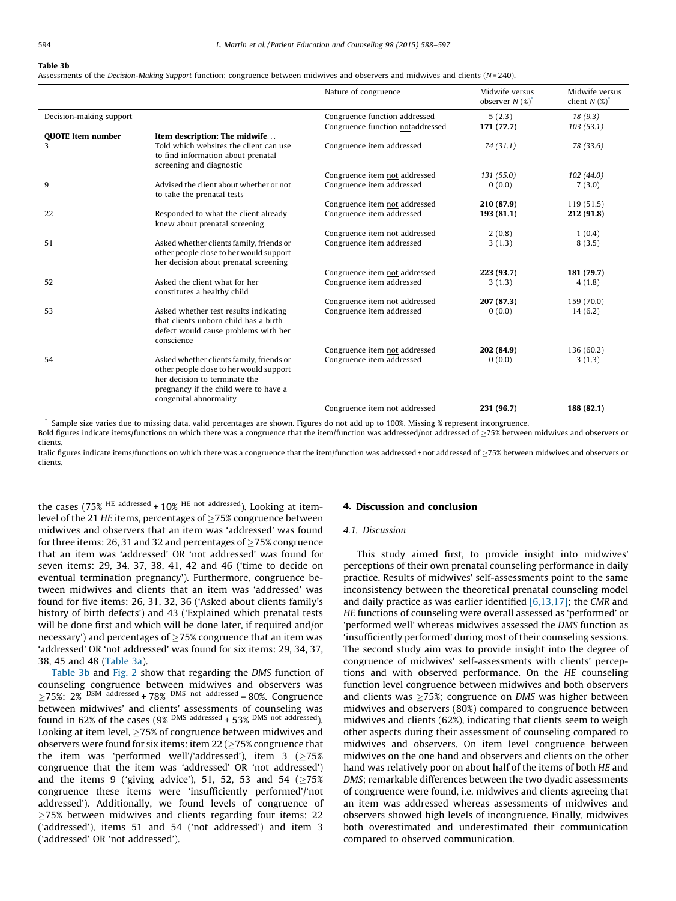**Table 3b**

Assessments of the *Decision-Making Support* function: congruence between midwives and observers and midwives and clients (N = 240).

| | | Nature of congruence | Midwife versus observer N (%)* | Midwife versus client N (%)* |
|---|---|---|---|---|
| Decision-making support | | Congruence function addressed | *5 (2.3)* | *18 (9.3)* |
| | | Congruence function notaddressed | **171 (77.7)** | *103 (53.1)* |
| **QUOTE Item number** | **Item description: The midwife...** | | | |
| 3 | Told which websites the client can use to find information about prenatal screening and diagnostic | Congruence item addressed | *74 (31.1)* | *78 (33.6)* |
| | | Congruence item not addressed | *131 (55.0)* | *102 (44.0)* |
| 9 | Advised the client about whether or not to take the prenatal tests | Congruence item addressed | 0 (0.0) | 7 (3.0) |
| | | Congruence item not addressed | **210 (87.9)** | 119 (51.5) |
| 22 | Responded to what the client already knew about prenatal screening | Congruence item addressed | **193 (81.1)** | **212 (91.8)** |
| | | Congruence item not addressed | 2 (0.8) | 1 (0.4) |
| 51 | Asked whether clients family, friends or other people close to her would support her decision about prenatal screening | Congruence item addressed | 3 (1.3) | 8 (3.5) |
| | | Congruence item not addressed | **223 (93.7)** | **181 (79.7)** |
| 52 | Asked the client what for her constitutes a healthy child | Congruence item addressed | 3 (1.3) | 4 (1.8) |
| | | Congruence item not addressed | **207 (87.3)** | 159 (70.0) |
| 53 | Asked whether test results indicating that clients unborn child has a birth defect would cause problems with her conscience | Congruence item addressed | 0 (0.0) | 14 (6.2) |
| | | Congruence item not addressed | **202 (84.9)** | 136 (60.2) |
| 54 | Asked whether clients family, friends or other people close to her would support her decision to terminate the pregnancy if the child were to have a congenital abnormality | Congruence item addressed | 0 (0.0) | 3 (1.3) |
| | | Congruence item not addressed | **231 (96.7)** | **188 (82.1)** |

\* Sample size varies due to missing data, valid percentages are shown. Figures do not add up to 100%. Missing % represent incongruence.

Bold figures indicate items/functions on which there was a congruence that the item/function was addressed/not addressed of ≥75% between midwives and observers or clients.

Italic figures indicate items/functions on which there was a congruence that the item/function was addressed + not addressed of ≥75% between midwives and observers or clients.

the cases (75% $^{\text{HE addressed}}$ + 10% $^{\text{HE not addressed}}$). Looking at item-level of the 21 *HE* items, percentages of ≥75% congruence between midwives and observers that an item was 'addressed' was found for three items: 26, 31 and 32 and percentages of ≥75% congruence that an item was 'addressed' OR 'not addressed' was found for seven items: 29, 34, 37, 38, 41, 42 and 46 ('time to decide on eventual termination pregnancy'). Furthermore, congruence between midwives and clients that an item was 'addressed' was found for five items: 26, 31, 32, 36 ('Asked about clients family's history of birth defects') and 43 ('Explained which prenatal tests will be done first and which will be done later, if required and/or necessary') and percentages of ≥75% congruence that an item was 'addressed' OR 'not addressed' was found for six items: 29, 34, 37, 38, 45 and 48 (Table 3a).

Table 3b and Fig. 2 show that regarding the *DMS* function of counseling congruence between midwives and observers was ≥75%: 2% $^{\text{DSM addressed}}$ + 78% $^{\text{DMS not addressed}}$ = 80%. Congruence between midwives' and clients' assessments of counseling was found in 62% of the cases (9% $^{\text{DMS addressed}}$ + 53% $^{\text{DMS not addressed}}$). Looking at item level, ≥75% of congruence between midwives and observers were found for six items: item 22 (≥75% congruence that the item was 'performed well'/'addressed'), item 3 (≥75% congruence that the item was 'addressed' OR 'not addressed') and the items 9 ('giving advice'), 51, 52, 53 and 54 (≥75% congruence these items were 'insufficiently performed'/'not addressed'). Additionally, we found levels of congruence of ≥75% between midwives and clients regarding four items: 22 ('addressed'), items 51 and 54 ('not addressed') and item 3 ('addressed' OR 'not addressed').

## 4. Discussion and conclusion

### 4.1. Discussion

This study aimed first, to provide insight into midwives' perceptions of their own prenatal counseling performance in daily practice. Results of midwives' self-assessments point to the same inconsistency between the theoretical prenatal counseling model and daily practice as was earlier identified [6,13,17]; the *CMR* and *HE* functions of counseling were overall assessed as 'performed' or 'performed well' whereas midwives assessed the *DMS* function as 'insufficiently performed' during most of their counseling sessions. The second study aim was to provide insight into the degree of congruence of midwives' self-assessments with clients' perceptions and with observed performance. On the *HE* counseling function level congruence between midwives and both observers and clients was ≥75%; congruence on *DMS* was higher between midwives and observers (80%) compared to congruence between midwives and clients (62%), indicating that clients seem to weigh other aspects during their assessment of counseling compared to midwives and observers. On item level congruence between midwives on the one hand and observers and clients on the other hand was relatively poor on about half of the items of both *HE* and *DMS*; remarkable differences between the two dyadic assessments of congruence were found, i.e. midwives and clients agreeing that an item was addressed whereas assessments of midwives and observers showed high levels of incongruence. Finally, midwives both overestimated and underestimated their communication compared to observed communication.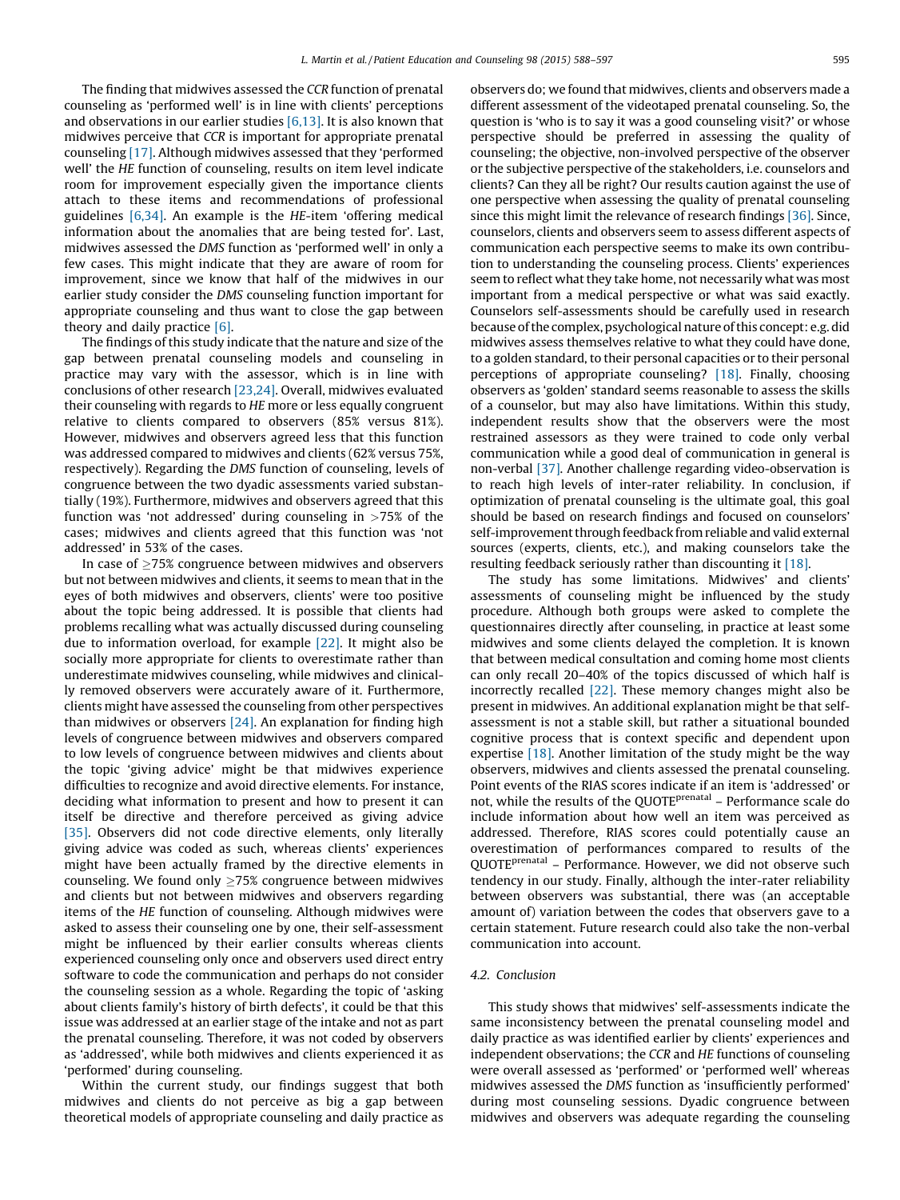The finding that midwives assessed the *CCR* function of prenatal counseling as 'performed well' is in line with clients' perceptions and observations in our earlier studies [6,13]. It is also known that midwives perceive that *CCR* is important for appropriate prenatal counseling [17]. Although midwives assessed that they 'performed well' the *HE* function of counseling, results on item level indicate room for improvement especially given the importance clients attach to these items and recommendations of professional guidelines [6,34]. An example is the *HE*-item 'offering medical information about the anomalies that are being tested for'. Last, midwives assessed the *DMS* function as 'performed well' in only a few cases. This might indicate that they are aware of room for improvement, since we know that half of the midwives in our earlier study consider the *DMS* counseling function important for appropriate counseling and thus want to close the gap between theory and daily practice [6].

The findings of this study indicate that the nature and size of the gap between prenatal counseling models and counseling in practice may vary with the assessor, which is in line with conclusions of other research [23,24]. Overall, midwives evaluated their counseling with regards to *HE* more or less equally congruent relative to clients compared to observers (85% versus 81%). However, midwives and observers agreed less that this function was addressed compared to midwives and clients (62% versus 75%, respectively). Regarding the *DMS* function of counseling, levels of congruence between the two dyadic assessments varied substantially (19%). Furthermore, midwives and observers agreed that this function was 'not addressed' during counseling in >75% of the cases; midwives and clients agreed that this function was 'not addressed' in 53% of the cases.

In case of ≥75% congruence between midwives and observers but not between midwives and clients, it seems to mean that in the eyes of both midwives and observers, clients' were too positive about the topic being addressed. It is possible that clients had problems recalling what was actually discussed during counseling due to information overload, for example [22]. It might also be socially more appropriate for clients to overestimate rather than underestimate midwives counseling, while midwives and clinically removed observers were accurately aware of it. Furthermore, clients might have assessed the counseling from other perspectives than midwives or observers [24]. An explanation for finding high levels of congruence between midwives and observers compared to low levels of congruence between midwives and clients about the topic 'giving advice' might be that midwives experience difficulties to recognize and avoid directive elements. For instance, deciding what information to present and how to present it can itself be directive and therefore perceived as giving advice [35]. Observers did not code directive elements, only literally giving advice was coded as such, whereas clients' experiences might have been actually framed by the directive elements in counseling. We found only ≥75% congruence between midwives and clients but not between midwives and observers regarding items of the *HE* function of counseling. Although midwives were asked to assess their counseling one by one, their self-assessment might be influenced by their earlier consults whereas clients experienced counseling only once and observers used direct entry software to code the communication and perhaps do not consider the counseling session as a whole. Regarding the topic of 'asking about clients family's history of birth defects', it could be that this issue was addressed at an earlier stage of the intake and not as part the prenatal counseling. Therefore, it was not coded by observers as 'addressed', while both midwives and clients experienced it as 'performed' during counseling.

Within the current study, our findings suggest that both midwives and clients do not perceive as big a gap between theoretical models of appropriate counseling and daily practice as observers do; we found that midwives, clients and observers made a different assessment of the videotaped prenatal counseling. So, the question is 'who is to say it was a good counseling visit?' or whose perspective should be preferred in assessing the quality of counseling; the objective, non-involved perspective of the observer or the subjective perspective of the stakeholders, i.e. counselors and clients? Can they all be right? Our results caution against the use of one perspective when assessing the quality of prenatal counseling since this might limit the relevance of research findings [36]. Since, counselors, clients and observers seem to assess different aspects of communication each perspective seems to make its own contribution to understanding the counseling process. Clients' experiences seem to reflect what they take home, not necessarily what was most important from a medical perspective or what was said exactly. Counselors self-assessments should be carefully used in research because of the complex, psychological nature of this concept: e.g. did midwives assess themselves relative to what they could have done, to a golden standard, to their personal capacities or to their personal perceptions of appropriate counseling? [18]. Finally, choosing observers as 'golden' standard seems reasonable to assess the skills of a counselor, but may also have limitations. Within this study, independent results show that the observers were the most restrained assessors as they were trained to code only verbal communication while a good deal of communication in general is non-verbal [37]. Another challenge regarding video-observation is to reach high levels of inter-rater reliability. In conclusion, if optimization of prenatal counseling is the ultimate goal, this goal should be based on research findings and focused on counselors' self-improvement through feedback from reliable and valid external sources (experts, clients, etc.), and making counselors take the resulting feedback seriously rather than discounting it [18].

The study has some limitations. Midwives' and clients' assessments of counseling might be influenced by the study procedure. Although both groups were asked to complete the questionnaires directly after counseling, in practice at least some midwives and some clients delayed the completion. It is known that between medical consultation and coming home most clients can only recall 20–40% of the topics discussed of which half is incorrectly recalled [22]. These memory changes might also be present in midwives. An additional explanation might be that self-assessment is not a stable skill, but rather a situational bounded cognitive process that is context specific and dependent upon expertise [18]. Another limitation of the study might be the way observers, midwives and clients assessed the prenatal counseling. Point events of the RIAS scores indicate if an item is 'addressed' or not, while the results of the QUOTE$^{prenatal}$ – Performance scale do include information about how well an item was perceived as addressed. Therefore, RIAS scores could potentially cause an overestimation of performances compared to results of the QUOTE$^{prenatal}$ – Performance. However, we did not observe such tendency in our study. Finally, although the inter-rater reliability between observers was substantial, there was (an acceptable amount of) variation between the codes that observers gave to a certain statement. Future research could also take the non-verbal communication into account.

### 4.2. Conclusion

This study shows that midwives' self-assessments indicate the same inconsistency between the prenatal counseling model and daily practice as was identified earlier by clients' experiences and independent observations; the *CCR* and *HE* functions of counseling were overall assessed as 'performed' or 'performed well' whereas midwives assessed the *DMS* function as 'insufficiently performed' during most counseling sessions. Dyadic congruence between midwives and observers was adequate regarding the counseling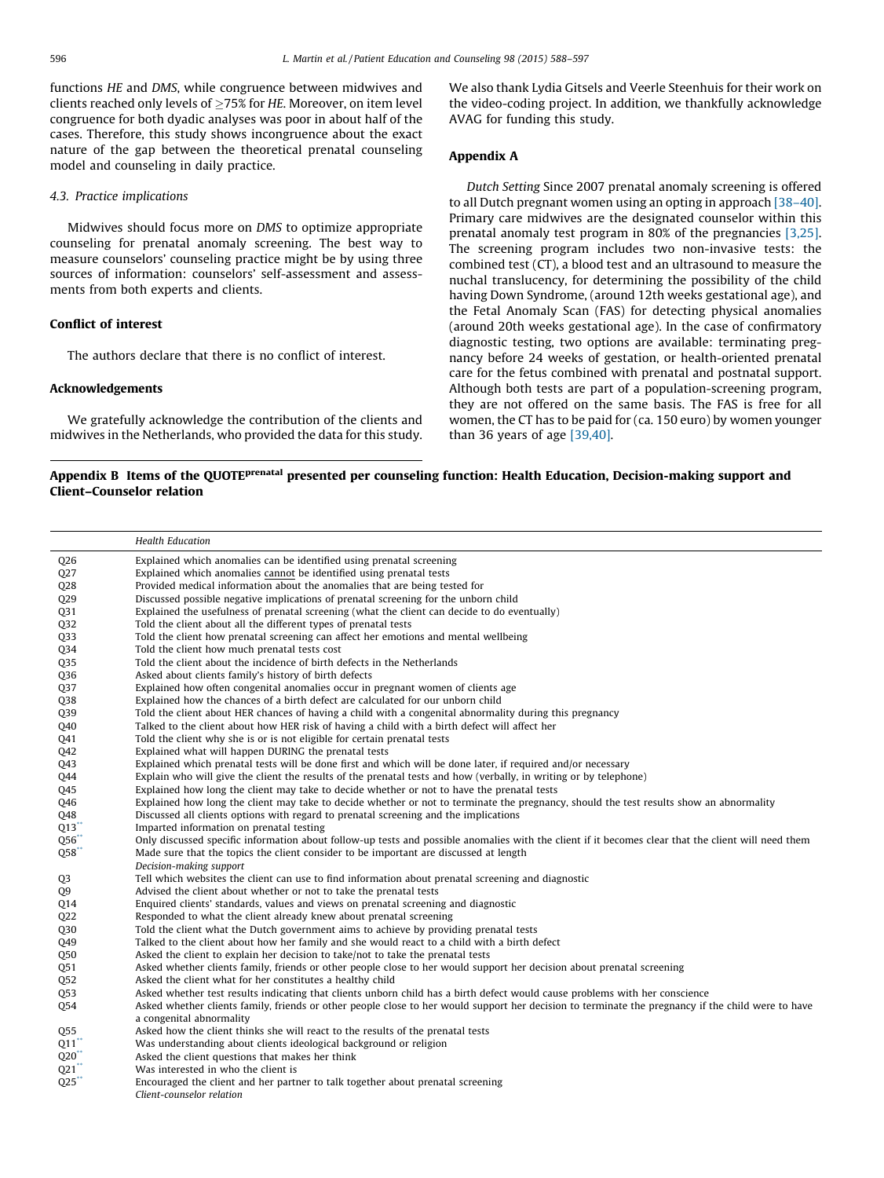functions *HE* and *DMS*, while congruence between midwives and clients reached only levels of ≥75% for *HE*. Moreover, on item level congruence for both dyadic analyses was poor in about half of the cases. Therefore, this study shows incongruence about the exact nature of the gap between the theoretical prenatal counseling model and counseling in daily practice.

### 4.3. Practice implications

Midwives should focus more on *DMS* to optimize appropriate counseling for prenatal anomaly screening. The best way to measure counselors' counseling practice might be by using three sources of information: counselors' self-assessment and assessments from both experts and clients.

## Conflict of interest

The authors declare that there is no conflict of interest.

## Acknowledgements

We gratefully acknowledge the contribution of the clients and midwives in the Netherlands, who provided the data for this study. We also thank Lydia Gitsels and Veerle Steenhuis for their work on the video-coding project. In addition, we thankfully acknowledge AVAG for funding this study.

## Appendix A

*Dutch Setting* Since 2007 prenatal anomaly screening is offered to all Dutch pregnant women using an opting in approach [38–40]. Primary care midwives are the designated counselor within this prenatal anomaly test program in 80% of the pregnancies [3,25]. The screening program includes two non-invasive tests: the combined test (CT), a blood test and an ultrasound to measure the nuchal translucency, for determining the possibility of the child having Down Syndrome, (around 12th weeks gestational age), and the Fetal Anomaly Scan (FAS) for detecting physical anomalies (around 20th weeks gestational age). In the case of confirmatory diagnostic testing, two options are available: terminating pregnancy before 24 weeks of gestation, or health-oriented prenatal care for the fetus combined with prenatal and postnatal support. Although both tests are part of a population-screening program, they are not offered on the same basis. The FAS is free for all women, the CT has to be paid for (ca. 150 euro) by women younger than 36 years of age [39,40].

## Appendix B Items of the QUOTE[prenatal] presented per counseling function: Health Education, Decision-making support and Client–Counselor relation

| | *Health Education* |
|---|---|
| Q26 | Explained which anomalies can be identified using prenatal screening |
| Q27 | Explained which anomalies cannot be identified using prenatal tests |
| Q28 | Provided medical information about the anomalies that are being tested for |
| Q29 | Discussed possible negative implications of prenatal screening for the unborn child |
| Q31 | Explained the usefulness of prenatal screening (what the client can decide to do eventually) |
| Q32 | Told the client about all the different types of prenatal tests |
| Q33 | Told the client how prenatal screening can affect her emotions and mental wellbeing |
| Q34 | Told the client how much prenatal tests cost |
| Q35 | Told the client about the incidence of birth defects in the Netherlands |
| Q36 | Asked about clients family's history of birth defects |
| Q37 | Explained how often congenital anomalies occur in pregnant women of clients age |
| Q38 | Explained how the chances of a birth defect are calculated for our unborn child |
| Q39 | Told the client about HER chances of having a child with a congenital abnormality during this pregnancy |
| Q40 | Talked to the client about how HER risk of having a child with a birth defect will affect her |
| Q41 | Told the client why she is or is not eligible for certain prenatal tests |
| Q42 | Explained what will happen DURING the prenatal tests |
| Q43 | Explained which prenatal tests will be done first and which will be done later, if required and/or necessary |
| Q44 | Explain who will give the client the results of the prenatal tests and how (verbally, in writing or by telephone) |
| Q45 | Explained how long the client may take to decide whether or not to have the prenatal tests |
| Q46 | Explained how long the client may take to decide whether or not to terminate the pregnancy, should the test results show an abnormality |
| Q48 | Discussed all clients options with regard to prenatal screening and the implications |
| Q13** | Imparted information on prenatal testing |
| Q56** | Only discussed specific information about follow-up tests and possible anomalies with the client if it becomes clear that the client will need them |
| Q58** | Made sure that the topics the client consider to be important are discussed at length |
| | *Decision-making support* |
| Q3 | Tell which websites the client can use to find information about prenatal screening and diagnostic |
| Q9 | Advised the client about whether or not to take the prenatal tests |
| Q14 | Enquired clients' standards, values and views on prenatal screening and diagnostic |
| Q22 | Responded to what the client already knew about prenatal screening |
| Q30 | Told the client what the Dutch government aims to achieve by providing prenatal tests |
| Q49 | Talked to the client about how her family and she would react to a child with a birth defect |
| Q50 | Asked the client to explain her decision to take/not to take the prenatal tests |
| Q51 | Asked whether clients family, friends or other people close to her would support her decision about prenatal screening |
| Q52 | Asked the client what for her constitutes a healthy child |
| Q53 | Asked whether test results indicating that clients unborn child has a birth defect would cause problems with her conscience |
| Q54 | Asked whether clients family, friends or other people close to her would support her decision to terminate the pregnancy if the child were to have a congenital abnormality |
| Q55 | Asked how the client thinks she will react to the results of the prenatal tests |
| Q11** | Was understanding about clients ideological background or religion |
| Q20** | Asked the client questions that makes her think |
| Q21** | Was interested in who the client is |
| Q25** | Encouraged the client and her partner to talk together about prenatal screening |
| | *Client-counselor relation* |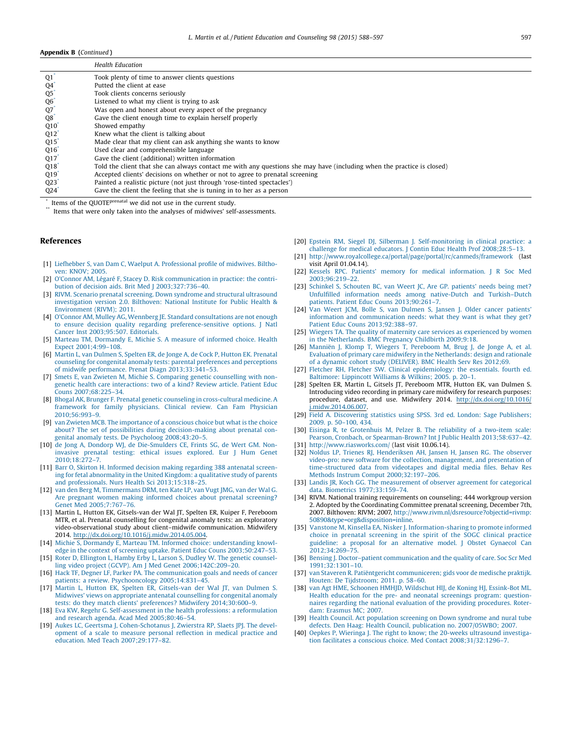**Appendix B** (*Continued*)

| | *Health Education* |
|---|---|
| Q1* | Took plenty of time to answer clients questions |
| Q4* | Putted the client at ease |
| Q5* | Took clients concerns seriously |
| Q6* | Listened to what my client is trying to ask |
| Q7* | Was open and honest about every aspect of the pregnancy |
| Q8* | Gave the client enough time to explain herself properly |
| Q10* | Showed empathy |
| Q12* | Knew what the client is talking about |
| Q15* | Made clear that my client can ask anything she wants to know |
| Q16* | Used clear and comprehensible language |
| Q17* | Gave the client (additional) written information |
| Q18* | Told the client that she can always contact me with any questions she may have (including when the practice is closed) |
| Q19* | Accepted clients' decisions on whether or not to agree to prenatal screening |
| Q23* | Painted a realistic picture (not just through 'rose-tinted spectacles') |
| Q24* | Gave the client the feeling that she is tuning in to her as a person |

\* Items of the QUOTE$^{prenatal}$ we did not use in the current study.

\*\* Items that were only taken into the analyses of midwives' self-assessments.

## References

[1] Liefhebber S, van Dam C, Waelput A. Professional profile of midwives. Bilthoven: KNOV; 2005.

[2] O'Connor AM, Légaré F, Stacey D. Risk communication in practice: the contribution of decision aids. Brit Med J 2003;327:736–40.

[3] RIVM. Scenario prenatal screening. Down syndrome and structural ultrasound investigation version 2.0. Bilthoven: National Institute for Public Health & Environment (RIVM); 2011.

[4] O'Connor AM, Mulley AG, Wennberg JE. Standard consultations are not enough to ensure decision quality regarding preference-sensitive options. J Natl Cancer Inst 2003;95:507. Editorials.

[5] Marteau TM, Dormandy E, Michie S. A measure of informed choice. Health Expect 2001;4:99–108.

[6] Martin L, van Dulmen S, Spelten ER, de Jonge A, de Cock P, Hutton EK. Prenatal counseling for congenital anomaly tests: parental preferences and perceptions of midwife performance. Prenat Diagn 2013;33:341–53.

[7] Smets E, van Zwieten M, Michie S. Comparing genetic counselling with non-genetic health care interactions: two of a kind? Review article. Patient Educ Couns 2007;68:225–34.

[8] Bhogal AK, Brunger F. Prenatal genetic counseling in cross-cultural medicine. A framework for family physicians. Clinical review. Can Fam Physician 2010;56:993–9.

[9] van Zwieten MCB. The importance of a conscious choice but what is the choice about? The set of possibilities during decision-making about prenatal congenital anomaly tests. De Psycholoog 2008;43:20–5.

[10] de Jong A, Dondorp WJ, de Die-Smulders CE, Frints SG, de Wert GM. Non-invasive prenatal testing: ethical issues explored. Eur J Hum Genet 2010;18:272–7.

[11] Barr O, Skirton H. Informed decision making regarding 388 antenatal screening for fetal abnormality in the United Kingdom: a qualitative study of parents and professionals. Nurs Health Sci 2013;15:318–25.

[12] van den Berg M, Timmermans DRM, ten Kate LP, van Vugt JMG, van der Wal G. Are pregnant women making informed choices about prenatal screening? Genet Med 2005;7:767–76.

[13] Martin L, Hutton EK, Gitsels-van der Wal JT, Spelten ER, Kuiper F, Pereboom MTR, et al. Prenatal counselling for congenital anomaly tests: an exploratory video-observational study about client–midwife communication. Midwifery 2014. http://dx.doi.org/10.1016/j.midw.2014.05.004.

[14] Michie S, Dormandy E, Marteau TM. Informed choice: understanding knowledge in the context of screening uptake. Patient Educ Couns 2003;50:247–53.

[15] Roter D, Ellington L, Hamby Erby L, Larson S, Dudley W. The genetic counselling video project (GCVP). Am J Med Genet 2006;142C:209–20.

[16] Hack TF, Degner LF, Parker PA. The communication goals and needs of cancer patients: a review. Psychooncology 2005;14:831–45.

[17] Martin L, Hutton EK, Spelten ER, Gitsels-van der Wal JT, van Dulmen S. Midwives' views on appropriate antenatal counselling for congenital anomaly tests: do they match clients' preferences? Midwifery 2014;30:600–9.

[18] Eva KW, Regehr G. Self-assessment in the health professions: a reformulation and research agenda. Acad Med 2005;80:46–54.

[19] Aukes LC, Geertsma J, Cohen-Schotanus J, Zwierstra RP, Slaets JPJ. The development of a scale to measure personal reflection in medical practice and education. Med Teach 2007;29:177–82.

[20] Epstein RM, Siegel DJ, Silberman J. Self-monitoring in clinical practice: a challenge for medical educators. J Contin Educ Health Prof 2008;28:5–13.

[21] http://www.royalcollege.ca/portal/page/portal/rc/canmeds/framework (last visit April 01.04.14).

[22] Kessels RPC. Patients' memory for medical information. J R Soc Med 2003;96:219–22.

[23] Schinkel S, Schouten BC, van Weert JC, Are GP. patients' needs being met? Unfulfilled information needs among native-Dutch and Turkish–Dutch patients. Patient Educ Couns 2013;90:261–7.

[24] Van Weert JCM, Bolle S, van Dulmen S, Jansen J. Older cancer patients' information and communication needs: what they want is what they get? Patient Educ Couns 2013;92:388–97.

[25] Wiegers TA. The quality of maternity care services as experienced by women in the Netherlands. BMC Pregnancy Childbirth 2009;9:18.

[26] Manniën J, Klomp T, Wiegers T, Pereboom M, Brug J, de Jonge A, et al. Evaluation of primary care midwifery in the Netherlands: design and rationale of a dynamic cohort study (DELIVER). BMC Health Serv Res 2012;69.

[27] Fletcher RH, Fletcher SW. Clinical epidemiology: the essentials. fourth ed. Baltimore: Lippincott Williams & Wilkins; 2005. p. 20–1.

[28] Spelten ER, Martin L, Gitsels JT, Pereboom MTR, Hutton EK, van Dulmen S. Introducing video recording in primary care midwifery for research purposes: procedure, dataset, and use. Midwifery 2014. http://dx.doi.org/10.1016/j.midw.2014.06.007.

[29] Field A. Discovering statistics using SPSS. 3rd ed. London: Sage Publishers; 2009. p. 50–100, 434.

[30] Eisinga R, te Grotenhuis M, Pelzer B. The reliability of a two-item scale: Pearson, Cronbach, or Spearman-Brown? Int J Public Health 2013;58:637–42.

[31] http://www.riasworks.com/ (last visit 10.06.14).

[32] Noldus LP, Trienes RJ, Henderiksen AH, Jansen H, Jansen RG. The observer video-pro: new software for the collection, management, and presentation of time-structured data from videotapes and digital media files. Behav Res Methods Instrum Comput 2000;32:197–206.

[33] Landis JR, Koch GG. The measurement of observer agreement for categorical data. Biometrics 1977;33:159–74.

[34] RIVM. National training requirements on counseling; 444 workgroup version 2. Adopted by the Coordinating Committee prenatal screening, December 7th, 2007. Bilthoven: RIVM; 2007, http://www.rivm.nl/dsresource?objectid=rivmp:50890&type=org&disposition=inline.

[35] Vanstone M, Kinsella EA, Nisker J. Information-sharing to promote informed choice in prenatal screening in the spirit of the SOGC clinical practice guideline: a proposal for an alternative model. J Obstet Gynaecol Can 2012;34:269–75.

[36] Bensing J. Doctor–patient communication and the quality of care. Soc Scr Med 1991;32:1301–10.

[37] van Staveren R. Patiëntgericht communiceren; gids voor de medische praktijk. Houten: De Tijdstroom; 2011. p. 58–60.

[38] van Agt HME, Schoonen HMHJD, Wildschut HIJ, de Koning HJ, Essink-Bot ML. Health education for the pre- and neonatal screenings program: questionnaires regarding the national evaluation of the providing procedures. Roterdam: Erasmus MC; 2007.

[39] Health Council. Act population screening on Down syndrome and nural tube defects. Den Haag: Health Council, publication no. 2007/05WBO; 2007.

[40] Oepkes P, Wieringa J. The right to know; the 20-weeks ultrasound investigation facilitates a conscious choice. Med Contact 2008;31/32:1296–7.